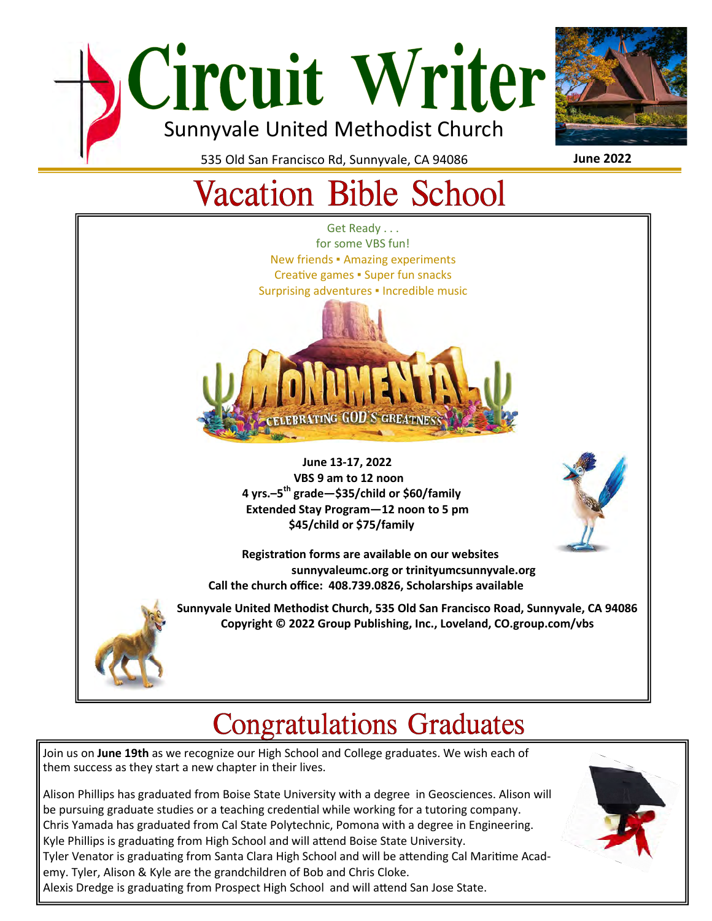# Circuit Writer

## Sunnyvale United Methodist Church

535 Old San Francisco Rd, Sunnyvale, CA 94086

**June 2022**

# Vacation Bible School

Get Ready . . .
for some VBS fun!
New friends ▪ Amazing experiments
Creative games ▪ Super fun snacks
Surprising adventures ▪ Incredible music

MONUMENTAL
CELEBRATING GOD'S GREATNESS

**June 13-17, 2022**
**VBS 9 am to 12 noon**
**4 yrs.–5th grade—$35/child or $60/family**
**Extended Stay Program—12 noon to 5 pm**
**$45/child or $75/family**

**Registration forms are available on our websites sunnyvaleumc.org or trinityumcsunnyvale.org**
**Call the church office: 408.739.0826, Scholarships available**

**Sunnyvale United Methodist Church, 535 Old San Francisco Road, Sunnyvale, CA 94086**
**Copyright © 2022 Group Publishing, Inc., Loveland, CO.group.com/vbs**

# Congratulations Graduates

Join us on **June 19th** as we recognize our High School and College graduates. We wish each of them success as they start a new chapter in their lives.

Alison Phillips has graduated from Boise State University with a degree in Geosciences. Alison will be pursuing graduate studies or a teaching credential while working for a tutoring company.
Chris Yamada has graduated from Cal State Polytechnic, Pomona with a degree in Engineering.
Kyle Phillips is graduating from High School and will attend Boise State University.
Tyler Venator is graduating from Santa Clara High School and will be attending Cal Maritime Academy. Tyler, Alison & Kyle are the grandchildren of Bob and Chris Cloke.
Alexis Dredge is graduating from Prospect High School and will attend San Jose State.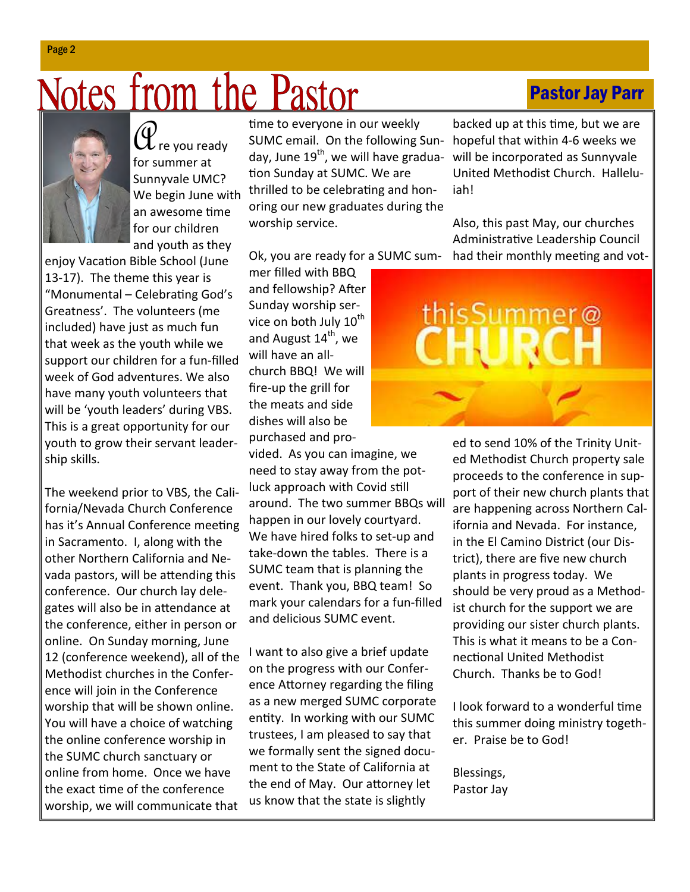# Notes from the Pastor

## Pastor Jay Parr

Are you ready for summer at Sunnyvale UMC? We begin June with an awesome time for our children and youth as they enjoy Vacation Bible School (June 13-17). The theme this year is "Monumental – Celebrating God's Greatness'. The volunteers (me included) have just as much fun that week as the youth while we support our children for a fun-filled week of God adventures. We also have many youth volunteers that will be 'youth leaders' during VBS. This is a great opportunity for our youth to grow their servant leadership skills.

The weekend prior to VBS, the California/Nevada Church Conference has it's Annual Conference meeting in Sacramento. I, along with the other Northern California and Nevada pastors, will be attending this conference. Our church lay delegates will also be in attendance at the conference, either in person or online. On Sunday morning, June 12 (conference weekend), all of the Methodist churches in the Conference will join in the Conference worship that will be shown online. You will have a choice of watching the online conference worship in the SUMC church sanctuary or online from home. Once we have the exact time of the conference worship, we will communicate that time to everyone in our weekly SUMC email. On the following Sunday, June 19th, we will have graduation Sunday at SUMC. We are thrilled to be celebrating and honoring our new graduates during the worship service.

Ok, you are ready for a SUMC summer filled with BBQ and fellowship? After Sunday worship service on both July 10th and August 14th, we will have an all-church BBQ! We will fire-up the grill for the meats and side dishes will also be purchased and provided. As you can imagine, we need to stay away from the potluck approach with Covid still around. The two summer BBQs will happen in our lovely courtyard. We have hired folks to set-up and take-down the tables. There is a SUMC team that is planning the event. Thank you, BBQ team! So mark your calendars for a fun-filled and delicious SUMC event.

I want to also give a brief update on the progress with our Conference Attorney regarding the filing as a new merged SUMC corporate entity. In working with our SUMC trustees, I am pleased to say that we formally sent the signed document to the State of California at the end of May. Our attorney let us know that the state is slightly backed up at this time, but we are hopeful that within 4-6 weeks we will be incorporated as Sunnyvale United Methodist Church. Halleluiah!

Also, this past May, our churches Administrative Leadership Council had their monthly meeting and voted to send 10% of the Trinity United Methodist Church property sale proceeds to the conference in support of their new church plants that are happening across Northern California and Nevada. For instance, in the El Camino District (our District), there are five new church plants in progress today. We should be very proud as a Methodist church for the support we are providing our sister church plants. This is what it means to be a Connectional United Methodist Church. Thanks be to God!

I look forward to a wonderful time this summer doing ministry together. Praise be to God!

Blessings,
Pastor Jay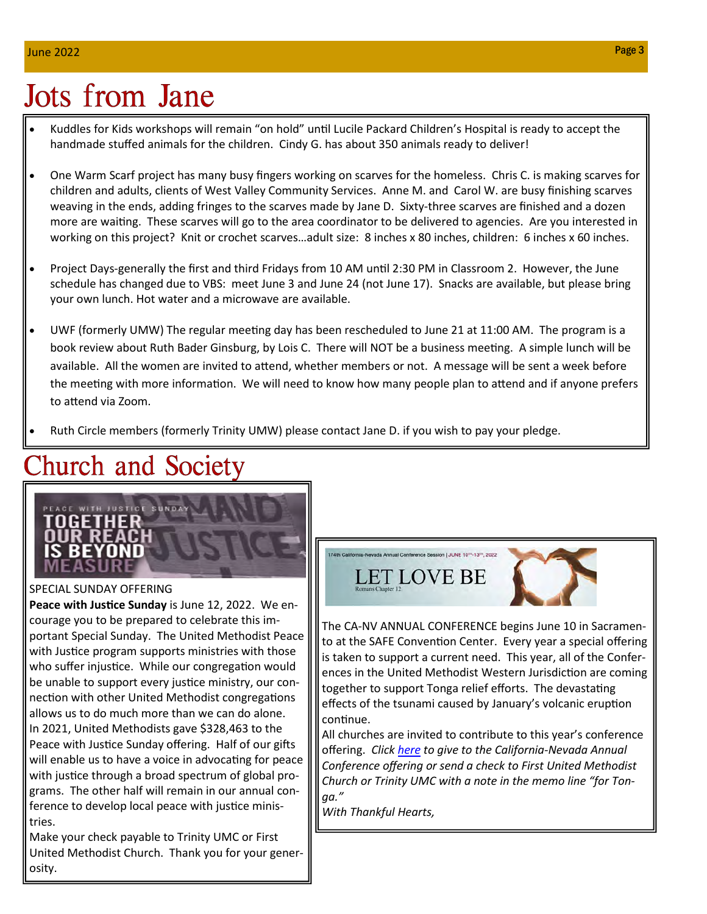# Jots from Jane

- Kuddles for Kids workshops will remain "on hold" until Lucile Packard Children's Hospital is ready to accept the handmade stuffed animals for the children. Cindy G. has about 350 animals ready to deliver!
- One Warm Scarf project has many busy fingers working on scarves for the homeless. Chris C. is making scarves for children and adults, clients of West Valley Community Services. Anne M. and Carol W. are busy finishing scarves weaving in the ends, adding fringes to the scarves made by Jane D. Sixty-three scarves are finished and a dozen more are waiting. These scarves will go to the area coordinator to be delivered to agencies. Are you interested in working on this project? Knit or crochet scarves…adult size: 8 inches x 80 inches, children: 6 inches x 60 inches.
- Project Days-generally the first and third Fridays from 10 AM until 2:30 PM in Classroom 2. However, the June schedule has changed due to VBS: meet June 3 and June 24 (not June 17). Snacks are available, but please bring your own lunch. Hot water and a microwave are available.
- UWF (formerly UMW) The regular meeting day has been rescheduled to June 21 at 11:00 AM. The program is a book review about Ruth Bader Ginsburg, by Lois C. There will NOT be a business meeting. A simple lunch will be available. All the women are invited to attend, whether members or not. A message will be sent a week before the meeting with more information. We will need to know how many people plan to attend and if anyone prefers to attend via Zoom.
- Ruth Circle members (formerly Trinity UMW) please contact Jane D. if you wish to pay your pledge.

# Church and Society

PEACE WITH JUSTICE SUNDAY

TOGETHER OUR REACH IS BEYOND MEASURE

SPECIAL SUNDAY OFFERING

**Peace with Justice Sunday** is June 12, 2022. We encourage you to be prepared to celebrate this important Special Sunday. The United Methodist Peace with Justice program supports ministries with those who suffer injustice. While our congregation would be unable to support every justice ministry, our connection with other United Methodist congregations allows us to do much more than we can do alone. In 2021, United Methodists gave $328,463 to the Peace with Justice Sunday offering. Half of our gifts will enable us to have a voice in advocating for peace with justice through a broad spectrum of global programs. The other half will remain in our annual conference to develop local peace with justice ministries.

Make your check payable to Trinity UMC or First United Methodist Church. Thank you for your generosity.

174th California-Nevada Annual Conference Session | JUNE 10th-13th, 2022

LET LOVE BE

Romans Chapter 12

The CA-NV ANNUAL CONFERENCE begins June 10 in Sacramento at the SAFE Convention Center. Every year a special offering is taken to support a current need. This year, all of the Conferences in the United Methodist Western Jurisdiction are coming together to support Tonga relief efforts. The devastating effects of the tsunami caused by January's volcanic eruption continue.

All churches are invited to contribute to this year's conference offering. *Click here to give to the California-Nevada Annual Conference offering or send a check to First United Methodist Church or Trinity UMC with a note in the memo line "for Tonga."*

*With Thankful Hearts,*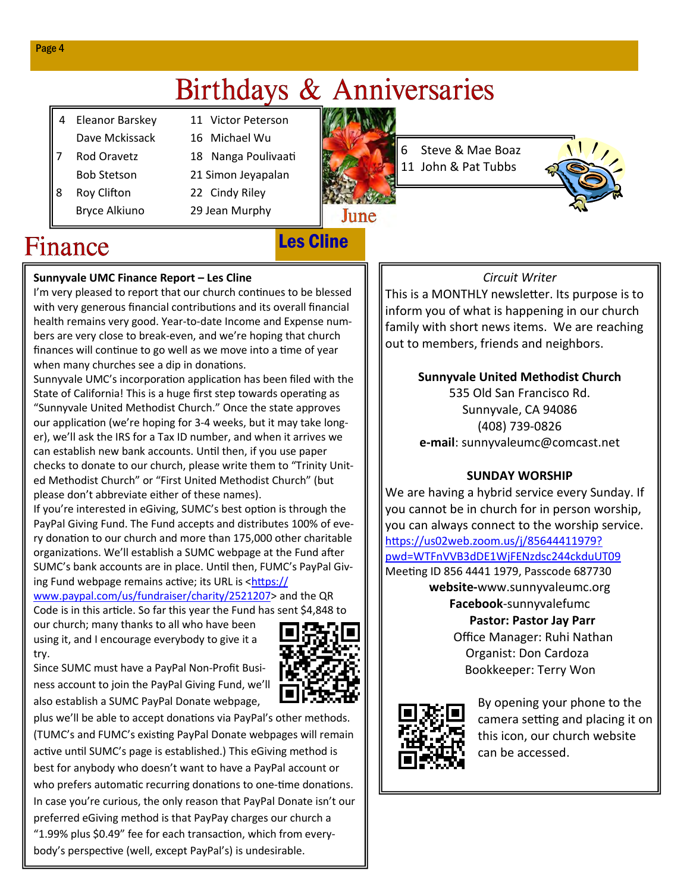# Birthdays & Anniversaries

| | | | |
|---|---|---|---|
| 4 | Eleanor Barskey | 11 | Victor Peterson |
| | Dave Mckissack | 16 | Michael Wu |
| 7 | Rod Oravetz | 18 | Nanga Poulivaati |
| | Bob Stetson | 21 | Simon Jeyapalan |
| 8 | Roy Clifton | 22 | Cindy Riley |
| | Bryce Alkiuno | 29 | Jean Murphy |

June

6 Steve & Mae Boaz

11 John & Pat Tubbs

# Finance

**Les Cline**

**Sunnyvale UMC Finance Report – Les Cline**

I'm very pleased to report that our church continues to be blessed with very generous financial contributions and its overall financial health remains very good. Year-to-date Income and Expense numbers are very close to break-even, and we're hoping that church finances will continue to go well as we move into a time of year when many churches see a dip in donations.

Sunnyvale UMC's incorporation application has been filed with the State of California! This is a huge first step towards operating as "Sunnyvale United Methodist Church." Once the state approves our application (we're hoping for 3-4 weeks, but it may take longer), we'll ask the IRS for a Tax ID number, and when it arrives we can establish new bank accounts. Until then, if you use paper checks to donate to our church, please write them to "Trinity United Methodist Church" or "First United Methodist Church" (but please don't abbreviate either of these names).

If you're interested in eGiving, SUMC's best option is through the PayPal Giving Fund. The Fund accepts and distributes 100% of every donation to our church and more than 175,000 other charitable organizations. We'll establish a SUMC webpage at the Fund after SUMC's bank accounts are in place. Until then, FUMC's PayPal Giving Fund webpage remains active; its URL is <https://www.paypal.com/us/fundraiser/charity/2521207> and the QR Code is in this article. So far this year the Fund has sent $4,848 to our church; many thanks to all who have been using it, and I encourage everybody to give it a try.

Since SUMC must have a PayPal Non-Profit Business account to join the PayPal Giving Fund, we'll also establish a SUMC PayPal Donate webpage, plus we'll be able to accept donations via PayPal's other methods. (TUMC's and FUMC's existing PayPal Donate webpages will remain active until SUMC's page is established.) This eGiving method is best for anybody who doesn't want to have a PayPal account or who prefers automatic recurring donations to one-time donations. In case you're curious, the only reason that PayPal Donate isn't our preferred eGiving method is that PayPay charges our church a "1.99% plus $0.49" fee for each transaction, which from everybody's perspective (well, except PayPal's) is undesirable.

*Circuit Writer*

This is a MONTHLY newsletter. Its purpose is to inform you of what is happening in our church family with short news items. We are reaching out to members, friends and neighbors.

**Sunnyvale United Methodist Church**
535 Old San Francisco Rd.
Sunnyvale, CA 94086
(408) 739-0826
**e-mail**: sunnyvaleumc@comcast.net

**SUNDAY WORSHIP**

We are having a hybrid service every Sunday. If you cannot be in church for in person worship, you can always connect to the worship service.
https://us02web.zoom.us/j/85644411979?pwd=WTFnVVB3dDE1WjFENzdsc244ckduUT09
Meeting ID 856 4441 1979, Passcode 687730

**website**-www.sunnyvaleumc.org
**Facebook**-sunnyvalefumc
**Pastor: Pastor Jay Parr**
Office Manager: Ruhi Nathan
Organist: Don Cardoza
Bookkeeper: Terry Won

By opening your phone to the camera setting and placing it on this icon, our church website can be accessed.